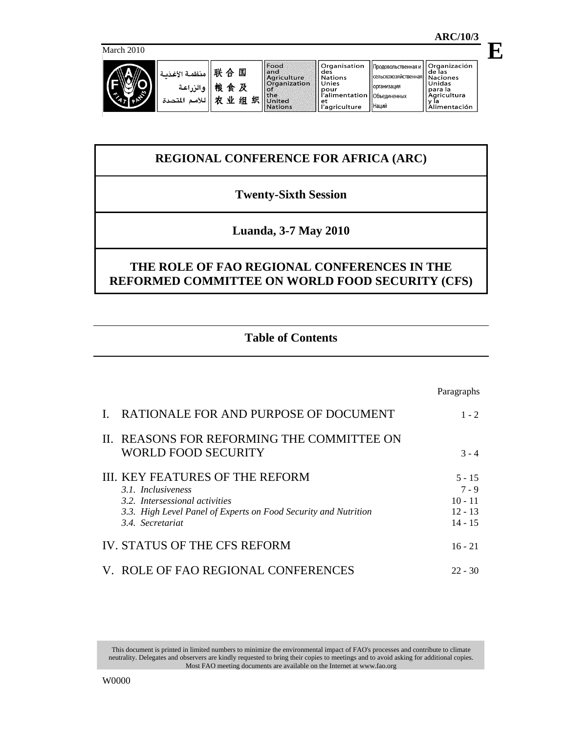ARC/10/3

March 2010

E

منظمة الأغذية والزراعة للأمم المتحدة | 联合国粮食及农业组织 | Food and Agriculture Organization of the United Nations | Organisation des Nations Unies pour l'alimentation et l'agriculture | Продовольственная и сельскохозяйственная организация Объединенных Наций | Organización de las Naciones Unidas para la Agricultura y la Alimentación

# REGIONAL CONFERENCE FOR AFRICA (ARC)

## Twenty-Sixth Session

## Luanda, 3-7 May 2010

## THE ROLE OF FAO REGIONAL CONFERENCES IN THE REFORMED COMMITTEE ON WORLD FOOD SECURITY (CFS)

## Table of Contents

| | Paragraphs |
|---|---|
| I. RATIONALE FOR AND PURPOSE OF DOCUMENT | 1 - 2 |
| II. REASONS FOR REFORMING THE COMMITTEE ON WORLD FOOD SECURITY | 3 - 4 |
| III. KEY FEATURES OF THE REFORM | 5 - 15 |
| *3.1. Inclusiveness* | 7 - 9 |
| *3.2. Intersessional activities* | 10 - 11 |
| *3.3. High Level Panel of Experts on Food Security and Nutrition* | 12 - 13 |
| *3.4. Secretariat* | 14 - 15 |
| IV. STATUS OF THE CFS REFORM | 16 - 21 |
| V. ROLE OF FAO REGIONAL CONFERENCES | 22 - 30 |

This document is printed in limited numbers to minimize the environmental impact of FAO's processes and contribute to climate neutrality. Delegates and observers are kindly requested to bring their copies to meetings and to avoid asking for additional copies. Most FAO meeting documents are available on the Internet at www.fao.org

W0000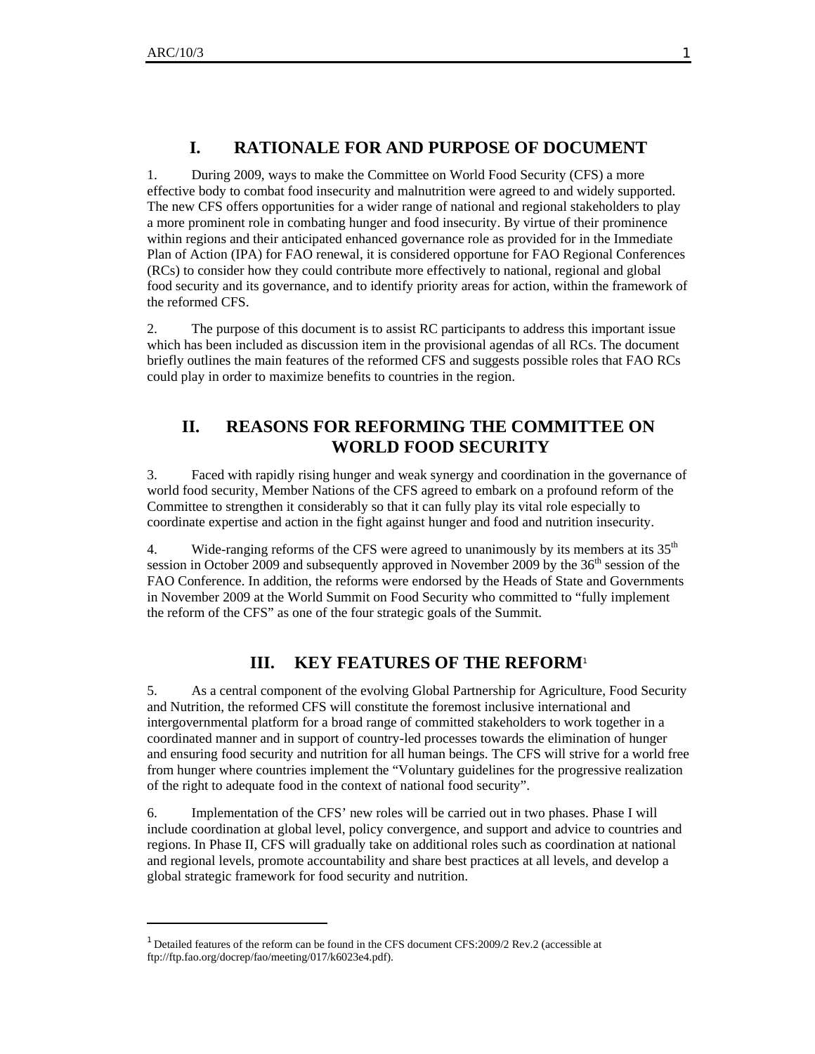## I. RATIONALE FOR AND PURPOSE OF DOCUMENT

1. During 2009, ways to make the Committee on World Food Security (CFS) a more effective body to combat food insecurity and malnutrition were agreed to and widely supported. The new CFS offers opportunities for a wider range of national and regional stakeholders to play a more prominent role in combating hunger and food insecurity. By virtue of their prominence within regions and their anticipated enhanced governance role as provided for in the Immediate Plan of Action (IPA) for FAO renewal, it is considered opportune for FAO Regional Conferences (RCs) to consider how they could contribute more effectively to national, regional and global food security and its governance, and to identify priority areas for action, within the framework of the reformed CFS.

2. The purpose of this document is to assist RC participants to address this important issue which has been included as discussion item in the provisional agendas of all RCs. The document briefly outlines the main features of the reformed CFS and suggests possible roles that FAO RCs could play in order to maximize benefits to countries in the region.

## II. REASONS FOR REFORMING THE COMMITTEE ON WORLD FOOD SECURITY

3. Faced with rapidly rising hunger and weak synergy and coordination in the governance of world food security, Member Nations of the CFS agreed to embark on a profound reform of the Committee to strengthen it considerably so that it can fully play its vital role especially to coordinate expertise and action in the fight against hunger and food and nutrition insecurity.

4. Wide-ranging reforms of the CFS were agreed to unanimously by its members at its 35th session in October 2009 and subsequently approved in November 2009 by the 36th session of the FAO Conference. In addition, the reforms were endorsed by the Heads of State and Governments in November 2009 at the World Summit on Food Security who committed to "fully implement the reform of the CFS" as one of the four strategic goals of the Summit.

## III. KEY FEATURES OF THE REFORM[1]

5. As a central component of the evolving Global Partnership for Agriculture, Food Security and Nutrition, the reformed CFS will constitute the foremost inclusive international and intergovernmental platform for a broad range of committed stakeholders to work together in a coordinated manner and in support of country-led processes towards the elimination of hunger and ensuring food security and nutrition for all human beings. The CFS will strive for a world free from hunger where countries implement the "Voluntary guidelines for the progressive realization of the right to adequate food in the context of national food security".

6. Implementation of the CFS' new roles will be carried out in two phases. Phase I will include coordination at global level, policy convergence, and support and advice to countries and regions. In Phase II, CFS will gradually take on additional roles such as coordination at national and regional levels, promote accountability and share best practices at all levels, and develop a global strategic framework for food security and nutrition.

---

[1] Detailed features of the reform can be found in the CFS document CFS:2009/2 Rev.2 (accessible at ftp://ftp.fao.org/docrep/fao/meeting/017/k6023e4.pdf).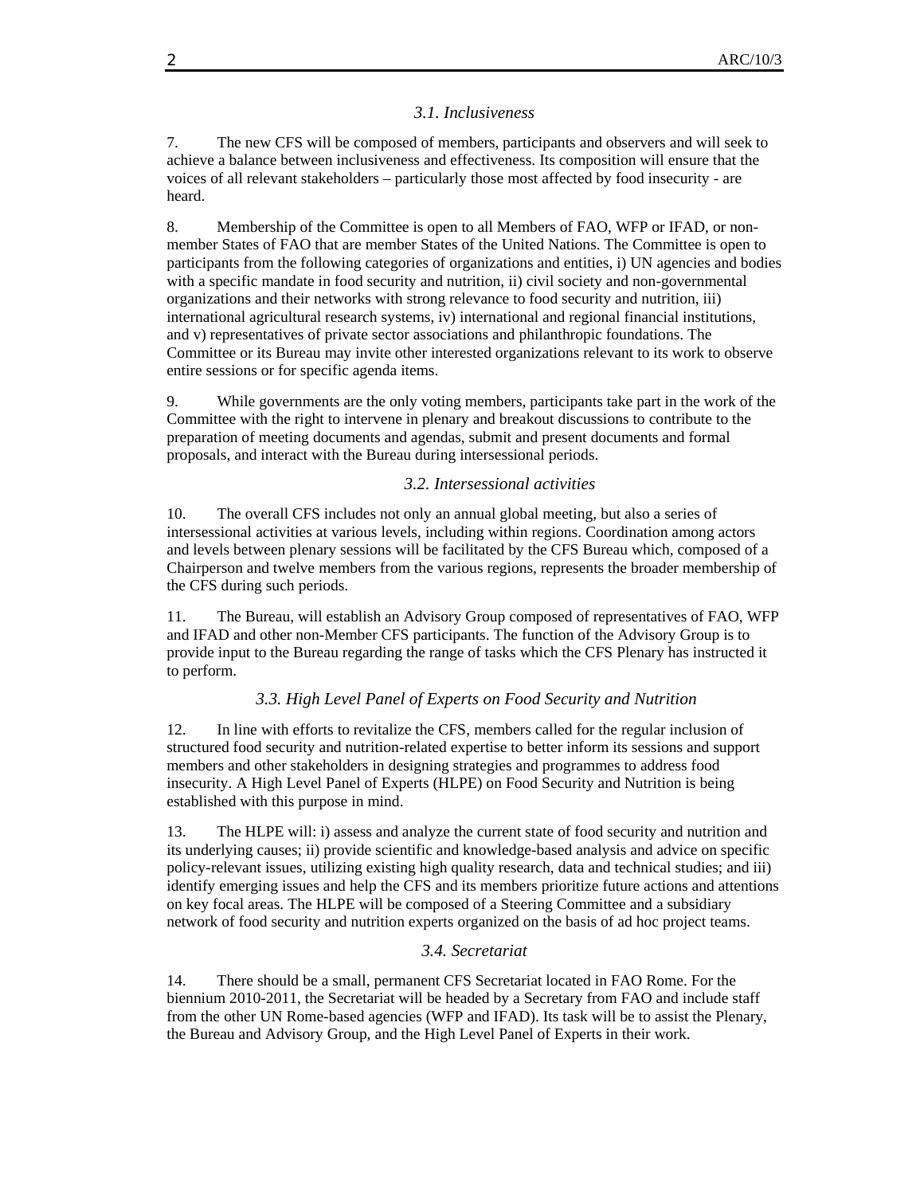### *3.1. Inclusiveness*

7. The new CFS will be composed of members, participants and observers and will seek to achieve a balance between inclusiveness and effectiveness. Its composition will ensure that the voices of all relevant stakeholders – particularly those most affected by food insecurity - are heard.

8. Membership of the Committee is open to all Members of FAO, WFP or IFAD, or non-member States of FAO that are member States of the United Nations. The Committee is open to participants from the following categories of organizations and entities, i) UN agencies and bodies with a specific mandate in food security and nutrition, ii) civil society and non-governmental organizations and their networks with strong relevance to food security and nutrition, iii) international agricultural research systems, iv) international and regional financial institutions, and v) representatives of private sector associations and philanthropic foundations. The Committee or its Bureau may invite other interested organizations relevant to its work to observe entire sessions or for specific agenda items.

9. While governments are the only voting members, participants take part in the work of the Committee with the right to intervene in plenary and breakout discussions to contribute to the preparation of meeting documents and agendas, submit and present documents and formal proposals, and interact with the Bureau during intersessional periods.

### *3.2. Intersessional activities*

10. The overall CFS includes not only an annual global meeting, but also a series of intersessional activities at various levels, including within regions. Coordination among actors and levels between plenary sessions will be facilitated by the CFS Bureau which, composed of a Chairperson and twelve members from the various regions, represents the broader membership of the CFS during such periods.

11. The Bureau, will establish an Advisory Group composed of representatives of FAO, WFP and IFAD and other non-Member CFS participants. The function of the Advisory Group is to provide input to the Bureau regarding the range of tasks which the CFS Plenary has instructed it to perform.

### *3.3. High Level Panel of Experts on Food Security and Nutrition*

12. In line with efforts to revitalize the CFS, members called for the regular inclusion of structured food security and nutrition-related expertise to better inform its sessions and support members and other stakeholders in designing strategies and programmes to address food insecurity. A High Level Panel of Experts (HLPE) on Food Security and Nutrition is being established with this purpose in mind.

13. The HLPE will: i) assess and analyze the current state of food security and nutrition and its underlying causes; ii) provide scientific and knowledge-based analysis and advice on specific policy-relevant issues, utilizing existing high quality research, data and technical studies; and iii) identify emerging issues and help the CFS and its members prioritize future actions and attentions on key focal areas. The HLPE will be composed of a Steering Committee and a subsidiary network of food security and nutrition experts organized on the basis of ad hoc project teams.

### *3.4. Secretariat*

14. There should be a small, permanent CFS Secretariat located in FAO Rome. For the biennium 2010-2011, the Secretariat will be headed by a Secretary from FAO and include staff from the other UN Rome-based agencies (WFP and IFAD). Its task will be to assist the Plenary, the Bureau and Advisory Group, and the High Level Panel of Experts in their work.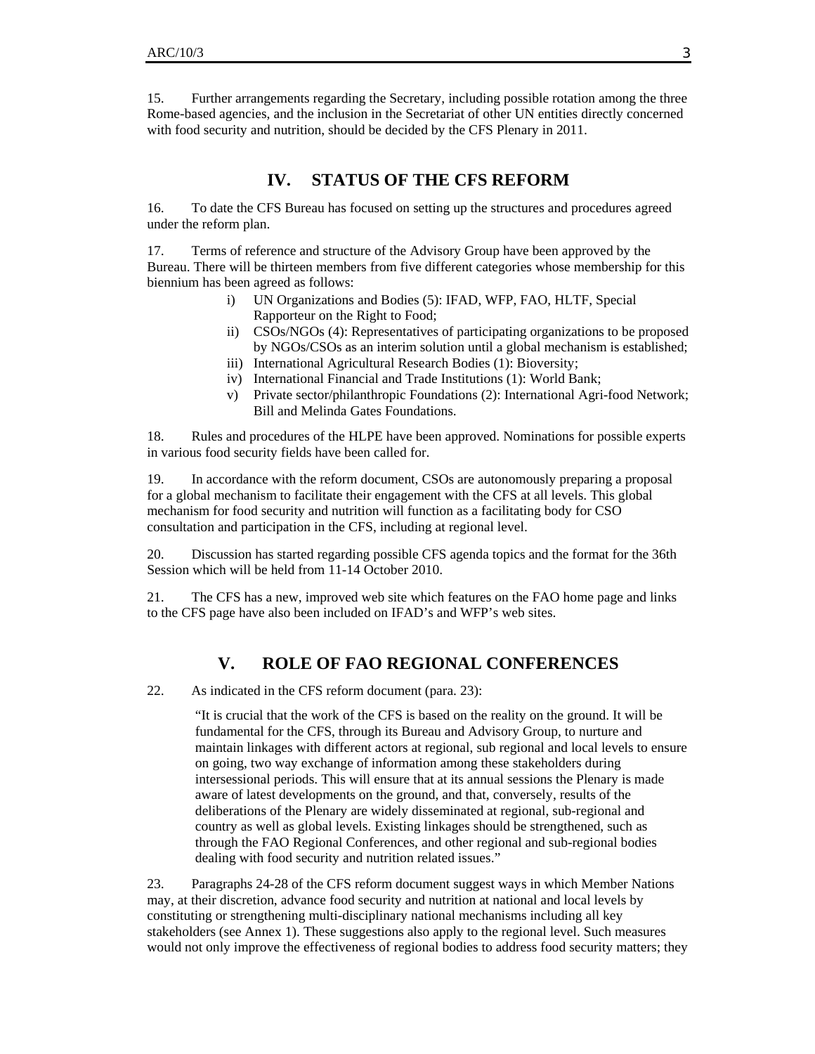15. Further arrangements regarding the Secretary, including possible rotation among the three Rome-based agencies, and the inclusion in the Secretariat of other UN entities directly concerned with food security and nutrition, should be decided by the CFS Plenary in 2011.

## IV. STATUS OF THE CFS REFORM

16. To date the CFS Bureau has focused on setting up the structures and procedures agreed under the reform plan.

17. Terms of reference and structure of the Advisory Group have been approved by the Bureau. There will be thirteen members from five different categories whose membership for this biennium has been agreed as follows:

i) UN Organizations and Bodies (5): IFAD, WFP, FAO, HLTF, Special Rapporteur on the Right to Food;
ii) CSOs/NGOs (4): Representatives of participating organizations to be proposed by NGOs/CSOs as an interim solution until a global mechanism is established;
iii) International Agricultural Research Bodies (1): Bioversity;
iv) International Financial and Trade Institutions (1): World Bank;
v) Private sector/philanthropic Foundations (2): International Agri-food Network; Bill and Melinda Gates Foundations.

18. Rules and procedures of the HLPE have been approved. Nominations for possible experts in various food security fields have been called for.

19. In accordance with the reform document, CSOs are autonomously preparing a proposal for a global mechanism to facilitate their engagement with the CFS at all levels. This global mechanism for food security and nutrition will function as a facilitating body for CSO consultation and participation in the CFS, including at regional level.

20. Discussion has started regarding possible CFS agenda topics and the format for the 36th Session which will be held from 11-14 October 2010.

21. The CFS has a new, improved web site which features on the FAO home page and links to the CFS page have also been included on IFAD's and WFP's web sites.

## V. ROLE OF FAO REGIONAL CONFERENCES

22. As indicated in the CFS reform document (para. 23):

> "It is crucial that the work of the CFS is based on the reality on the ground. It will be fundamental for the CFS, through its Bureau and Advisory Group, to nurture and maintain linkages with different actors at regional, sub regional and local levels to ensure on going, two way exchange of information among these stakeholders during intersessional periods. This will ensure that at its annual sessions the Plenary is made aware of latest developments on the ground, and that, conversely, results of the deliberations of the Plenary are widely disseminated at regional, sub-regional and country as well as global levels. Existing linkages should be strengthened, such as through the FAO Regional Conferences, and other regional and sub-regional bodies dealing with food security and nutrition related issues."

23. Paragraphs 24-28 of the CFS reform document suggest ways in which Member Nations may, at their discretion, advance food security and nutrition at national and local levels by constituting or strengthening multi-disciplinary national mechanisms including all key stakeholders (see Annex 1). These suggestions also apply to the regional level. Such measures would not only improve the effectiveness of regional bodies to address food security matters; they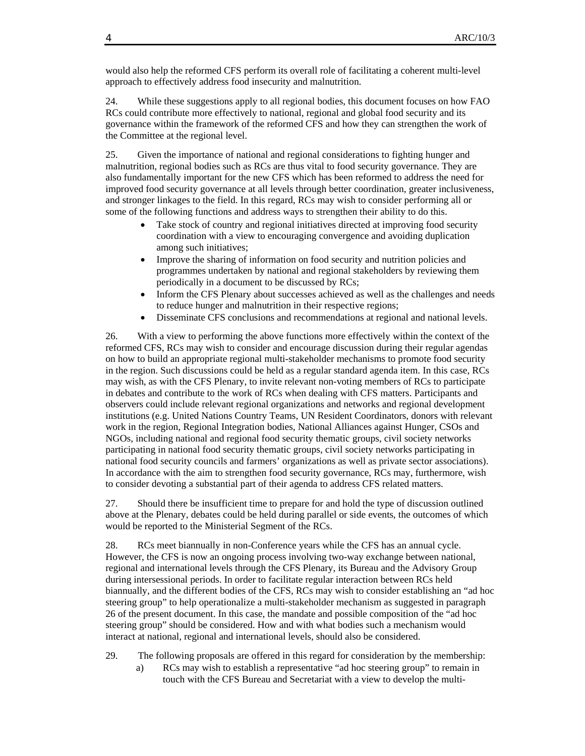would also help the reformed CFS perform its overall role of facilitating a coherent multi-level approach to effectively address food insecurity and malnutrition.

24. While these suggestions apply to all regional bodies, this document focuses on how FAO RCs could contribute more effectively to national, regional and global food security and its governance within the framework of the reformed CFS and how they can strengthen the work of the Committee at the regional level.

25. Given the importance of national and regional considerations to fighting hunger and malnutrition, regional bodies such as RCs are thus vital to food security governance. They are also fundamentally important for the new CFS which has been reformed to address the need for improved food security governance at all levels through better coordination, greater inclusiveness, and stronger linkages to the field. In this regard, RCs may wish to consider performing all or some of the following functions and address ways to strengthen their ability to do this.

- Take stock of country and regional initiatives directed at improving food security coordination with a view to encouraging convergence and avoiding duplication among such initiatives;
- Improve the sharing of information on food security and nutrition policies and programmes undertaken by national and regional stakeholders by reviewing them periodically in a document to be discussed by RCs;
- Inform the CFS Plenary about successes achieved as well as the challenges and needs to reduce hunger and malnutrition in their respective regions;
- Disseminate CFS conclusions and recommendations at regional and national levels.

26. With a view to performing the above functions more effectively within the context of the reformed CFS, RCs may wish to consider and encourage discussion during their regular agendas on how to build an appropriate regional multi-stakeholder mechanisms to promote food security in the region. Such discussions could be held as a regular standard agenda item. In this case, RCs may wish, as with the CFS Plenary, to invite relevant non-voting members of RCs to participate in debates and contribute to the work of RCs when dealing with CFS matters. Participants and observers could include relevant regional organizations and networks and regional development institutions (e.g. United Nations Country Teams, UN Resident Coordinators, donors with relevant work in the region, Regional Integration bodies, National Alliances against Hunger, CSOs and NGOs, including national and regional food security thematic groups, civil society networks participating in national food security thematic groups, civil society networks participating in national food security councils and farmers' organizations as well as private sector associations). In accordance with the aim to strengthen food security governance, RCs may, furthermore, wish to consider devoting a substantial part of their agenda to address CFS related matters.

27. Should there be insufficient time to prepare for and hold the type of discussion outlined above at the Plenary, debates could be held during parallel or side events, the outcomes of which would be reported to the Ministerial Segment of the RCs.

28. RCs meet biannually in non-Conference years while the CFS has an annual cycle. However, the CFS is now an ongoing process involving two-way exchange between national, regional and international levels through the CFS Plenary, its Bureau and the Advisory Group during intersessional periods. In order to facilitate regular interaction between RCs held biannually, and the different bodies of the CFS, RCs may wish to consider establishing an "ad hoc steering group" to help operationalize a multi-stakeholder mechanism as suggested in paragraph 26 of the present document. In this case, the mandate and possible composition of the "ad hoc steering group" should be considered. How and with what bodies such a mechanism would interact at national, regional and international levels, should also be considered.

29. The following proposals are offered in this regard for consideration by the membership:

a) RCs may wish to establish a representative "ad hoc steering group" to remain in touch with the CFS Bureau and Secretariat with a view to develop the multi-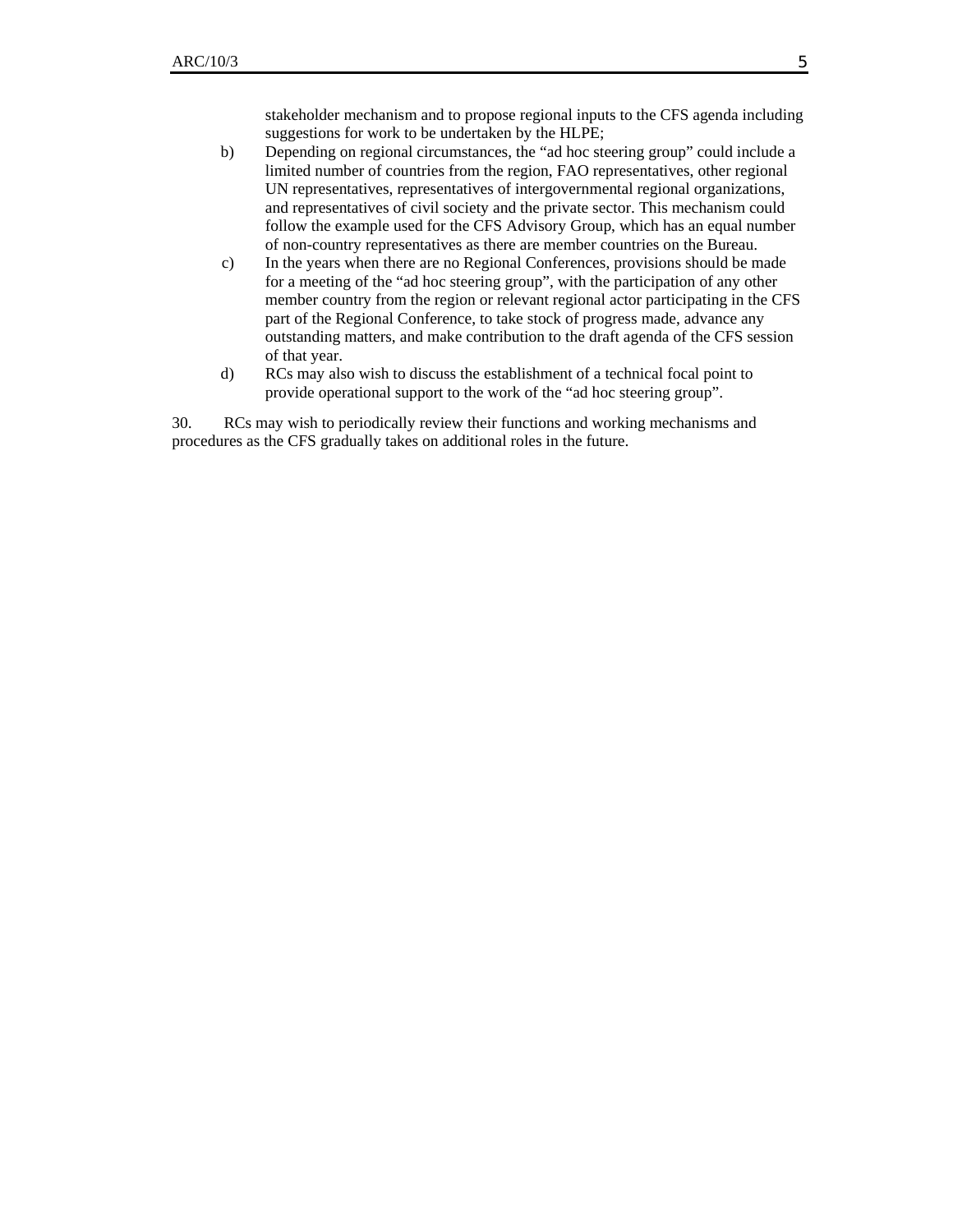stakeholder mechanism and to propose regional inputs to the CFS agenda including suggestions for work to be undertaken by the HLPE;

b) Depending on regional circumstances, the "ad hoc steering group" could include a limited number of countries from the region, FAO representatives, other regional UN representatives, representatives of intergovernmental regional organizations, and representatives of civil society and the private sector. This mechanism could follow the example used for the CFS Advisory Group, which has an equal number of non-country representatives as there are member countries on the Bureau.

c) In the years when there are no Regional Conferences, provisions should be made for a meeting of the "ad hoc steering group", with the participation of any other member country from the region or relevant regional actor participating in the CFS part of the Regional Conference, to take stock of progress made, advance any outstanding matters, and make contribution to the draft agenda of the CFS session of that year.

d) RCs may also wish to discuss the establishment of a technical focal point to provide operational support to the work of the "ad hoc steering group".

30. RCs may wish to periodically review their functions and working mechanisms and procedures as the CFS gradually takes on additional roles in the future.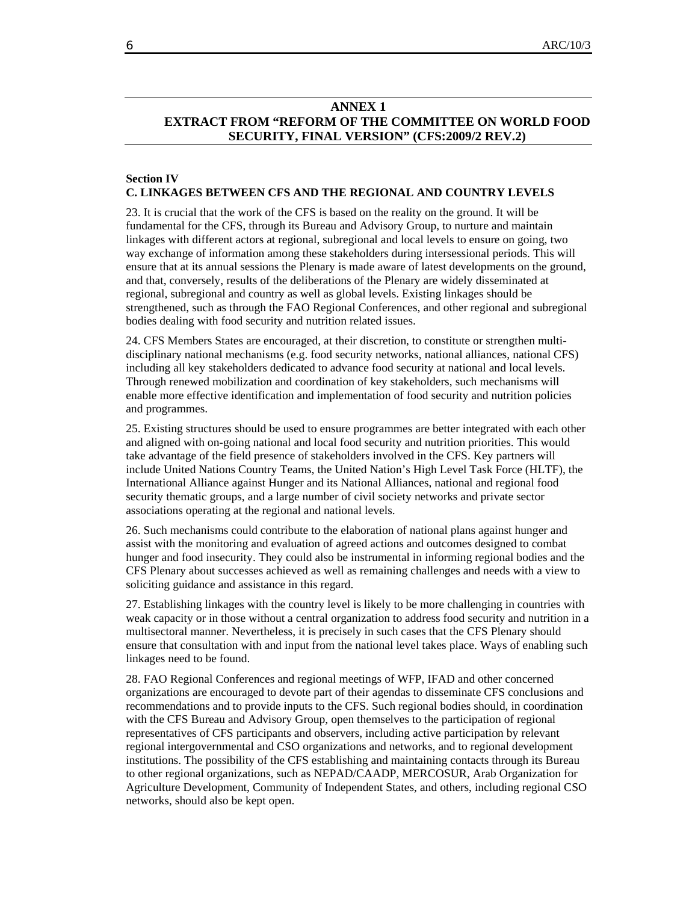## ANNEX 1
## EXTRACT FROM "REFORM OF THE COMMITTEE ON WORLD FOOD SECURITY, FINAL VERSION" (CFS:2009/2 REV.2)

**Section IV**
**C. LINKAGES BETWEEN CFS AND THE REGIONAL AND COUNTRY LEVELS**

23. It is crucial that the work of the CFS is based on the reality on the ground. It will be fundamental for the CFS, through its Bureau and Advisory Group, to nurture and maintain linkages with different actors at regional, subregional and local levels to ensure on going, two way exchange of information among these stakeholders during intersessional periods. This will ensure that at its annual sessions the Plenary is made aware of latest developments on the ground, and that, conversely, results of the deliberations of the Plenary are widely disseminated at regional, subregional and country as well as global levels. Existing linkages should be strengthened, such as through the FAO Regional Conferences, and other regional and subregional bodies dealing with food security and nutrition related issues.

24. CFS Members States are encouraged, at their discretion, to constitute or strengthen multi-disciplinary national mechanisms (e.g. food security networks, national alliances, national CFS) including all key stakeholders dedicated to advance food security at national and local levels. Through renewed mobilization and coordination of key stakeholders, such mechanisms will enable more effective identification and implementation of food security and nutrition policies and programmes.

25. Existing structures should be used to ensure programmes are better integrated with each other and aligned with on-going national and local food security and nutrition priorities. This would take advantage of the field presence of stakeholders involved in the CFS. Key partners will include United Nations Country Teams, the United Nation's High Level Task Force (HLTF), the International Alliance against Hunger and its National Alliances, national and regional food security thematic groups, and a large number of civil society networks and private sector associations operating at the regional and national levels.

26. Such mechanisms could contribute to the elaboration of national plans against hunger and assist with the monitoring and evaluation of agreed actions and outcomes designed to combat hunger and food insecurity. They could also be instrumental in informing regional bodies and the CFS Plenary about successes achieved as well as remaining challenges and needs with a view to soliciting guidance and assistance in this regard.

27. Establishing linkages with the country level is likely to be more challenging in countries with weak capacity or in those without a central organization to address food security and nutrition in a multisectoral manner. Nevertheless, it is precisely in such cases that the CFS Plenary should ensure that consultation with and input from the national level takes place. Ways of enabling such linkages need to be found.

28. FAO Regional Conferences and regional meetings of WFP, IFAD and other concerned organizations are encouraged to devote part of their agendas to disseminate CFS conclusions and recommendations and to provide inputs to the CFS. Such regional bodies should, in coordination with the CFS Bureau and Advisory Group, open themselves to the participation of regional representatives of CFS participants and observers, including active participation by relevant regional intergovernmental and CSO organizations and networks, and to regional development institutions. The possibility of the CFS establishing and maintaining contacts through its Bureau to other regional organizations, such as NEPAD/CAADP, MERCOSUR, Arab Organization for Agriculture Development, Community of Independent States, and others, including regional CSO networks, should also be kept open.